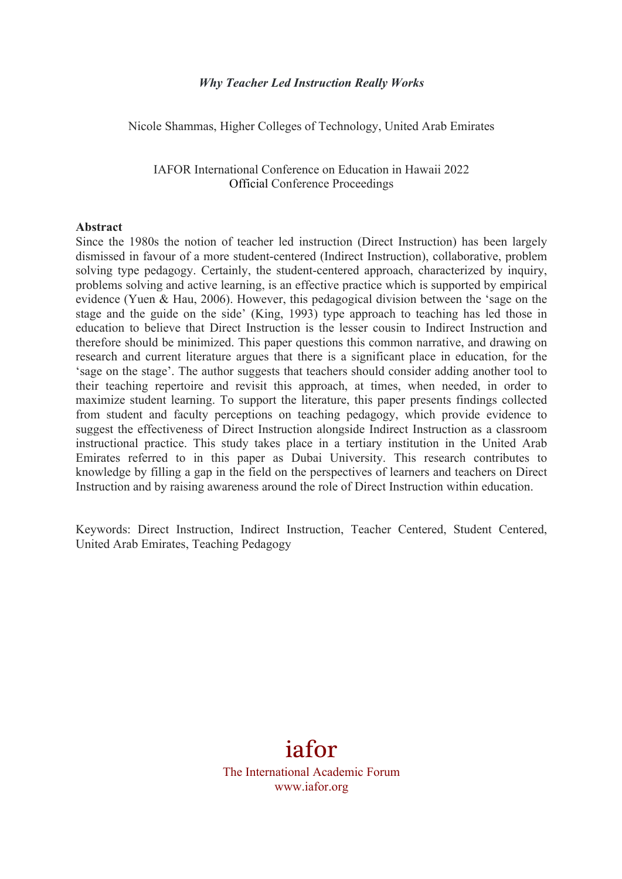*Why Teacher Led Instruction Really Works*

Nicole Shammas, Higher Colleges of Technology, United Arab Emirates

IAFOR International Conference on Education in Hawaii 2022
Official Conference Proceedings

**Abstract**

Since the 1980s the notion of teacher led instruction (Direct Instruction) has been largely dismissed in favour of a more student-centered (Indirect Instruction), collaborative, problem solving type pedagogy. Certainly, the student-centered approach, characterized by inquiry, problems solving and active learning, is an effective practice which is supported by empirical evidence (Yuen & Hau, 2006). However, this pedagogical division between the 'sage on the stage and the guide on the side' (King, 1993) type approach to teaching has led those in education to believe that Direct Instruction is the lesser cousin to Indirect Instruction and therefore should be minimized. This paper questions this common narrative, and drawing on research and current literature argues that there is a significant place in education, for the 'sage on the stage'. The author suggests that teachers should consider adding another tool to their teaching repertoire and revisit this approach, at times, when needed, in order to maximize student learning. To support the literature, this paper presents findings collected from student and faculty perceptions on teaching pedagogy, which provide evidence to suggest the effectiveness of Direct Instruction alongside Indirect Instruction as a classroom instructional practice. This study takes place in a tertiary institution in the United Arab Emirates referred to in this paper as Dubai University. This research contributes to knowledge by filling a gap in the field on the perspectives of learners and teachers on Direct Instruction and by raising awareness around the role of Direct Instruction within education.

Keywords: Direct Instruction, Indirect Instruction, Teacher Centered, Student Centered, United Arab Emirates, Teaching Pedagogy

iafor
The International Academic Forum
www.iafor.org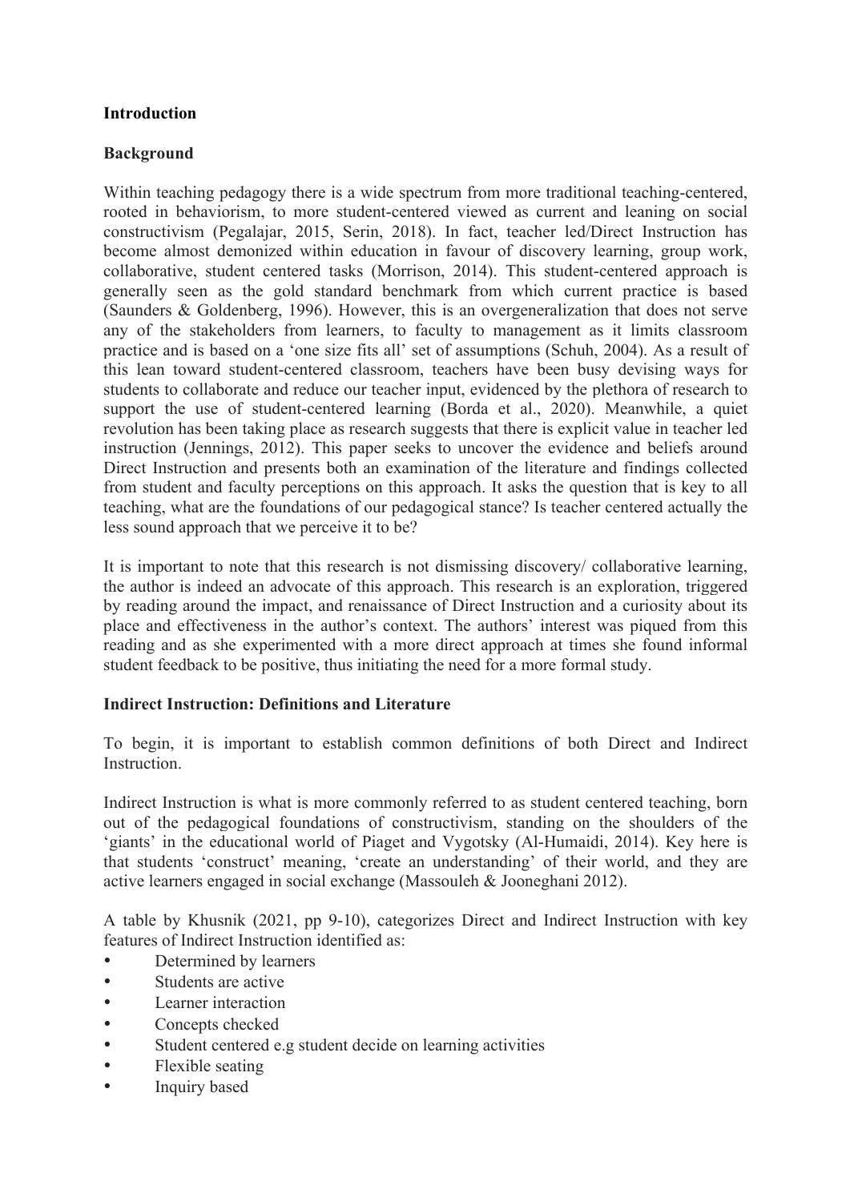## Introduction

### Background

Within teaching pedagogy there is a wide spectrum from more traditional teaching-centered, rooted in behaviorism, to more student-centered viewed as current and leaning on social constructivism (Pegalajar, 2015, Serin, 2018). In fact, teacher led/Direct Instruction has become almost demonized within education in favour of discovery learning, group work, collaborative, student centered tasks (Morrison, 2014). This student-centered approach is generally seen as the gold standard benchmark from which current practice is based (Saunders & Goldenberg, 1996). However, this is an overgeneralization that does not serve any of the stakeholders from learners, to faculty to management as it limits classroom practice and is based on a 'one size fits all' set of assumptions (Schuh, 2004). As a result of this lean toward student-centered classroom, teachers have been busy devising ways for students to collaborate and reduce our teacher input, evidenced by the plethora of research to support the use of student-centered learning (Borda et al., 2020). Meanwhile, a quiet revolution has been taking place as research suggests that there is explicit value in teacher led instruction (Jennings, 2012). This paper seeks to uncover the evidence and beliefs around Direct Instruction and presents both an examination of the literature and findings collected from student and faculty perceptions on this approach. It asks the question that is key to all teaching, what are the foundations of our pedagogical stance? Is teacher centered actually the less sound approach that we perceive it to be?

It is important to note that this research is not dismissing discovery/ collaborative learning, the author is indeed an advocate of this approach. This research is an exploration, triggered by reading around the impact, and renaissance of Direct Instruction and a curiosity about its place and effectiveness in the author's context. The authors' interest was piqued from this reading and as she experimented with a more direct approach at times she found informal student feedback to be positive, thus initiating the need for a more formal study.

### Indirect Instruction: Definitions and Literature

To begin, it is important to establish common definitions of both Direct and Indirect Instruction.

Indirect Instruction is what is more commonly referred to as student centered teaching, born out of the pedagogical foundations of constructivism, standing on the shoulders of the 'giants' in the educational world of Piaget and Vygotsky (Al-Humaidi, 2014). Key here is that students 'construct' meaning, 'create an understanding' of their world, and they are active learners engaged in social exchange (Massouleh & Jooneghani 2012).

A table by Khusnik (2021, pp 9-10), categorizes Direct and Indirect Instruction with key features of Indirect Instruction identified as:

- Determined by learners
- Students are active
- Learner interaction
- Concepts checked
- Student centered e.g student decide on learning activities
- Flexible seating
- Inquiry based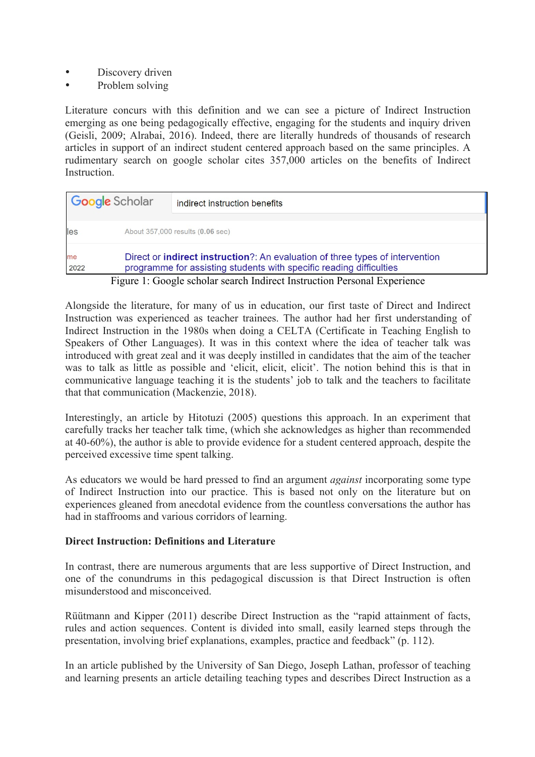- Discovery driven
- Problem solving

Literature concurs with this definition and we can see a picture of Indirect Instruction emerging as one being pedagogically effective, engaging for the students and inquiry driven (Geisli, 2009; Alrabai, 2016). Indeed, there are literally hundreds of thousands of research articles in support of an indirect student centered approach based on the same principles. A rudimentary search on google scholar cites 357,000 articles on the benefits of Indirect Instruction.

Figure 1: Google scholar search Indirect Instruction Personal Experience

Alongside the literature, for many of us in education, our first taste of Direct and Indirect Instruction was experienced as teacher trainees. The author had her first understanding of Indirect Instruction in the 1980s when doing a CELTA (Certificate in Teaching English to Speakers of Other Languages). It was in this context where the idea of teacher talk was introduced with great zeal and it was deeply instilled in candidates that the aim of the teacher was to talk as little as possible and 'elicit, elicit, elicit'. The notion behind this is that in communicative language teaching it is the students' job to talk and the teachers to facilitate that that communication (Mackenzie, 2018).

Interestingly, an article by Hitotuzi (2005) questions this approach. In an experiment that carefully tracks her teacher talk time, (which she acknowledges as higher than recommended at 40-60%), the author is able to provide evidence for a student centered approach, despite the perceived excessive time spent talking.

As educators we would be hard pressed to find an argument *against* incorporating some type of Indirect Instruction into our practice. This is based not only on the literature but on experiences gleaned from anecdotal evidence from the countless conversations the author has had in staffrooms and various corridors of learning.

**Direct Instruction: Definitions and Literature**

In contrast, there are numerous arguments that are less supportive of Direct Instruction, and one of the conundrums in this pedagogical discussion is that Direct Instruction is often misunderstood and misconceived.

Rüütmann and Kipper (2011) describe Direct Instruction as the "rapid attainment of facts, rules and action sequences. Content is divided into small, easily learned steps through the presentation, involving brief explanations, examples, practice and feedback" (p. 112).

In an article published by the University of San Diego, Joseph Lathan, professor of teaching and learning presents an article detailing teaching types and describes Direct Instruction as a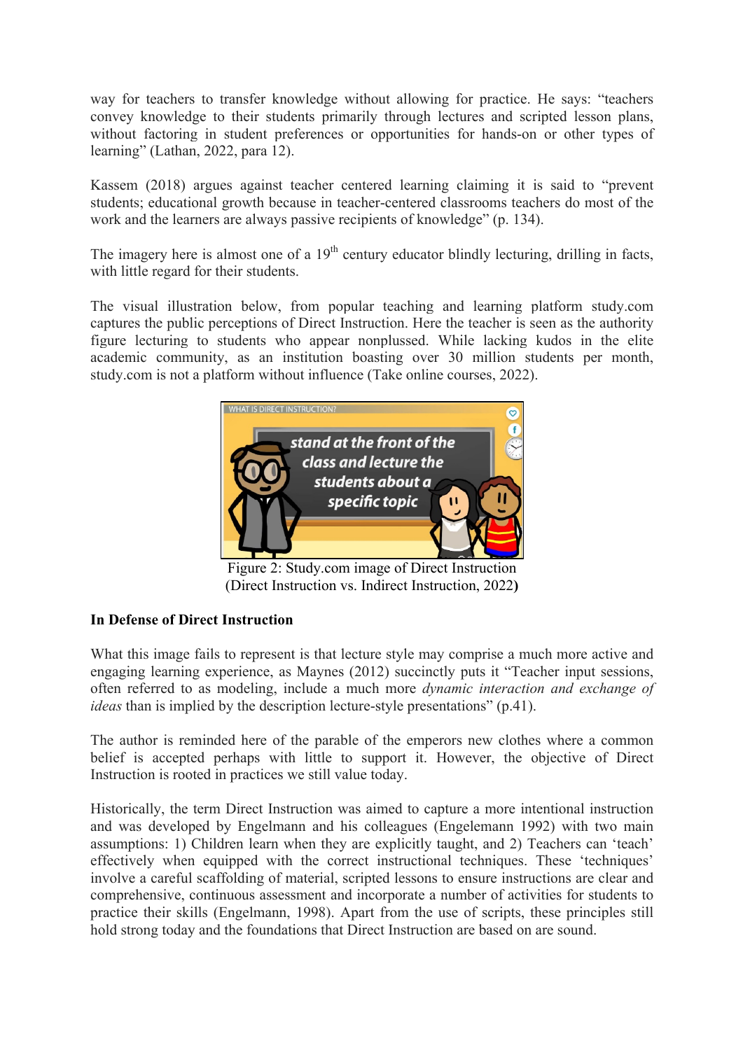way for teachers to transfer knowledge without allowing for practice. He says: "teachers convey knowledge to their students primarily through lectures and scripted lesson plans, without factoring in student preferences or opportunities for hands-on or other types of learning" (Lathan, 2022, para 12).

Kassem (2018) argues against teacher centered learning claiming it is said to "prevent students; educational growth because in teacher-centered classrooms teachers do most of the work and the learners are always passive recipients of knowledge" (p. 134).

The imagery here is almost one of a 19th century educator blindly lecturing, drilling in facts, with little regard for their students.

The visual illustration below, from popular teaching and learning platform study.com captures the public perceptions of Direct Instruction. Here the teacher is seen as the authority figure lecturing to students who appear nonplussed. While lacking kudos in the elite academic community, as an institution boasting over 30 million students per month, study.com is not a platform without influence (Take online courses, 2022).

Figure 2: Study.com image of Direct Instruction (Direct Instruction vs. Indirect Instruction, 2022)

**In Defense of Direct Instruction**

What this image fails to represent is that lecture style may comprise a much more active and engaging learning experience, as Maynes (2012) succinctly puts it "Teacher input sessions, often referred to as modeling, include a much more *dynamic interaction and exchange of ideas* than is implied by the description lecture-style presentations" (p.41).

The author is reminded here of the parable of the emperors new clothes where a common belief is accepted perhaps with little to support it. However, the objective of Direct Instruction is rooted in practices we still value today.

Historically, the term Direct Instruction was aimed to capture a more intentional instruction and was developed by Engelmann and his colleagues (Engelemann 1992) with two main assumptions: 1) Children learn when they are explicitly taught, and 2) Teachers can 'teach' effectively when equipped with the correct instructional techniques. These 'techniques' involve a careful scaffolding of material, scripted lessons to ensure instructions are clear and comprehensive, continuous assessment and incorporate a number of activities for students to practice their skills (Engelmann, 1998). Apart from the use of scripts, these principles still hold strong today and the foundations that Direct Instruction are based on are sound.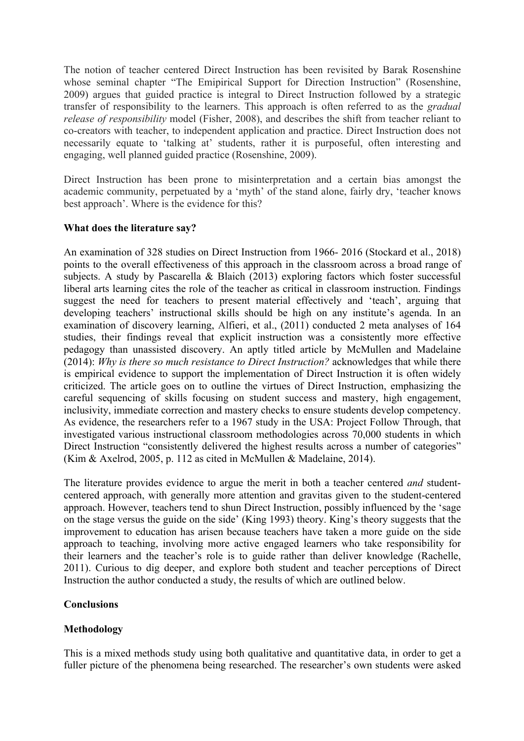The notion of teacher centered Direct Instruction has been revisited by Barak Rosenshine whose seminal chapter "The Emipirical Support for Direction Instruction" (Rosenshine, 2009) argues that guided practice is integral to Direct Instruction followed by a strategic transfer of responsibility to the learners. This approach is often referred to as the *gradual release of responsibility* model (Fisher, 2008), and describes the shift from teacher reliant to co-creators with teacher, to independent application and practice. Direct Instruction does not necessarily equate to 'talking at' students, rather it is purposeful, often interesting and engaging, well planned guided practice (Rosenshine, 2009).

Direct Instruction has been prone to misinterpretation and a certain bias amongst the academic community, perpetuated by a 'myth' of the stand alone, fairly dry, 'teacher knows best approach'. Where is the evidence for this?

**What does the literature say?**

An examination of 328 studies on Direct Instruction from 1966- 2016 (Stockard et al., 2018) points to the overall effectiveness of this approach in the classroom across a broad range of subjects. A study by Pascarella & Blaich (2013) exploring factors which foster successful liberal arts learning cites the role of the teacher as critical in classroom instruction. Findings suggest the need for teachers to present material effectively and 'teach', arguing that developing teachers' instructional skills should be high on any institute's agenda. In an examination of discovery learning, Alfieri, et al., (2011) conducted 2 meta analyses of 164 studies, their findings reveal that explicit instruction was a consistently more effective pedagogy than unassisted discovery. An aptly titled article by McMullen and Madelaine (2014): *Why is there so much resistance to Direct Instruction?* acknowledges that while there is empirical evidence to support the implementation of Direct Instruction it is often widely criticized. The article goes on to outline the virtues of Direct Instruction, emphasizing the careful sequencing of skills focusing on student success and mastery, high engagement, inclusivity, immediate correction and mastery checks to ensure students develop competency. As evidence, the researchers refer to a 1967 study in the USA: Project Follow Through, that investigated various instructional classroom methodologies across 70,000 students in which Direct Instruction "consistently delivered the highest results across a number of categories" (Kim & Axelrod, 2005, p. 112 as cited in McMullen & Madelaine, 2014).

The literature provides evidence to argue the merit in both a teacher centered *and* student-centered approach, with generally more attention and gravitas given to the student-centered approach. However, teachers tend to shun Direct Instruction, possibly influenced by the 'sage on the stage versus the guide on the side' (King 1993) theory. King's theory suggests that the improvement to education has arisen because teachers have taken a more guide on the side approach to teaching, involving more active engaged learners who take responsibility for their learners and the teacher's role is to guide rather than deliver knowledge (Rachelle, 2011). Curious to dig deeper, and explore both student and teacher perceptions of Direct Instruction the author conducted a study, the results of which are outlined below.

**Conclusions**

**Methodology**

This is a mixed methods study using both qualitative and quantitative data, in order to get a fuller picture of the phenomena being researched. The researcher's own students were asked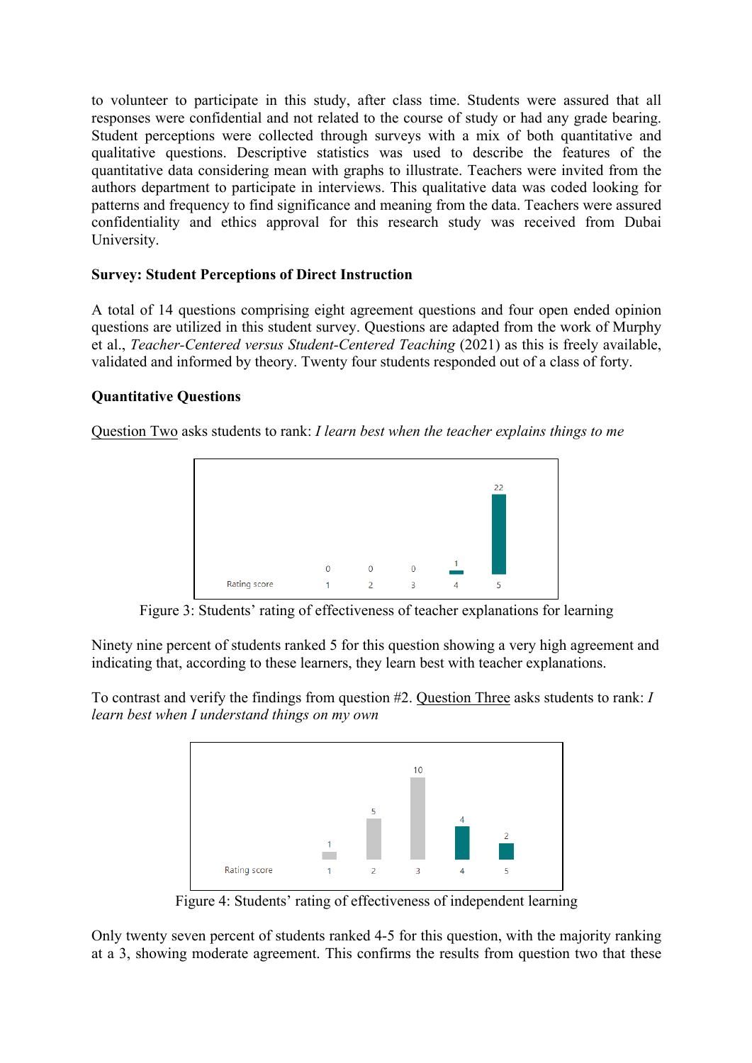to volunteer to participate in this study, after class time. Students were assured that all responses were confidential and not related to the course of study or had any grade bearing. Student perceptions were collected through surveys with a mix of both quantitative and qualitative questions. Descriptive statistics was used to describe the features of the quantitative data considering mean with graphs to illustrate. Teachers were invited from the authors department to participate in interviews. This qualitative data was coded looking for patterns and frequency to find significance and meaning from the data. Teachers were assured confidentiality and ethics approval for this research study was received from Dubai University.

**Survey: Student Perceptions of Direct Instruction**

A total of 14 questions comprising eight agreement questions and four open ended opinion questions are utilized in this student survey. Questions are adapted from the work of Murphy et al., *Teacher-Centered versus Student-Centered Teaching* (2021) as this is freely available, validated and informed by theory. Twenty four students responded out of a class of forty.

**Quantitative Questions**

Question Two asks students to rank: *I learn best when the teacher explains things to me*

| Rating score | 1 | 2 | 3 | 4 | 5 |
|---|---|---|---|---|---|
| | 0 | 0 | 0 | 1 | 22 |

Figure 3: Students' rating of effectiveness of teacher explanations for learning

Ninety nine percent of students ranked 5 for this question showing a very high agreement and indicating that, according to these learners, they learn best with teacher explanations.

To contrast and verify the findings from question #2. Question Three asks students to rank: *I learn best when I understand things on my own*

| Rating score | 1 | 2 | 3 | 4 | 5 |
|---|---|---|---|---|---|
| | 1 | 5 | 10 | 4 | 2 |

Figure 4: Students' rating of effectiveness of independent learning

Only twenty seven percent of students ranked 4-5 for this question, with the majority ranking at a 3, showing moderate agreement. This confirms the results from question two that these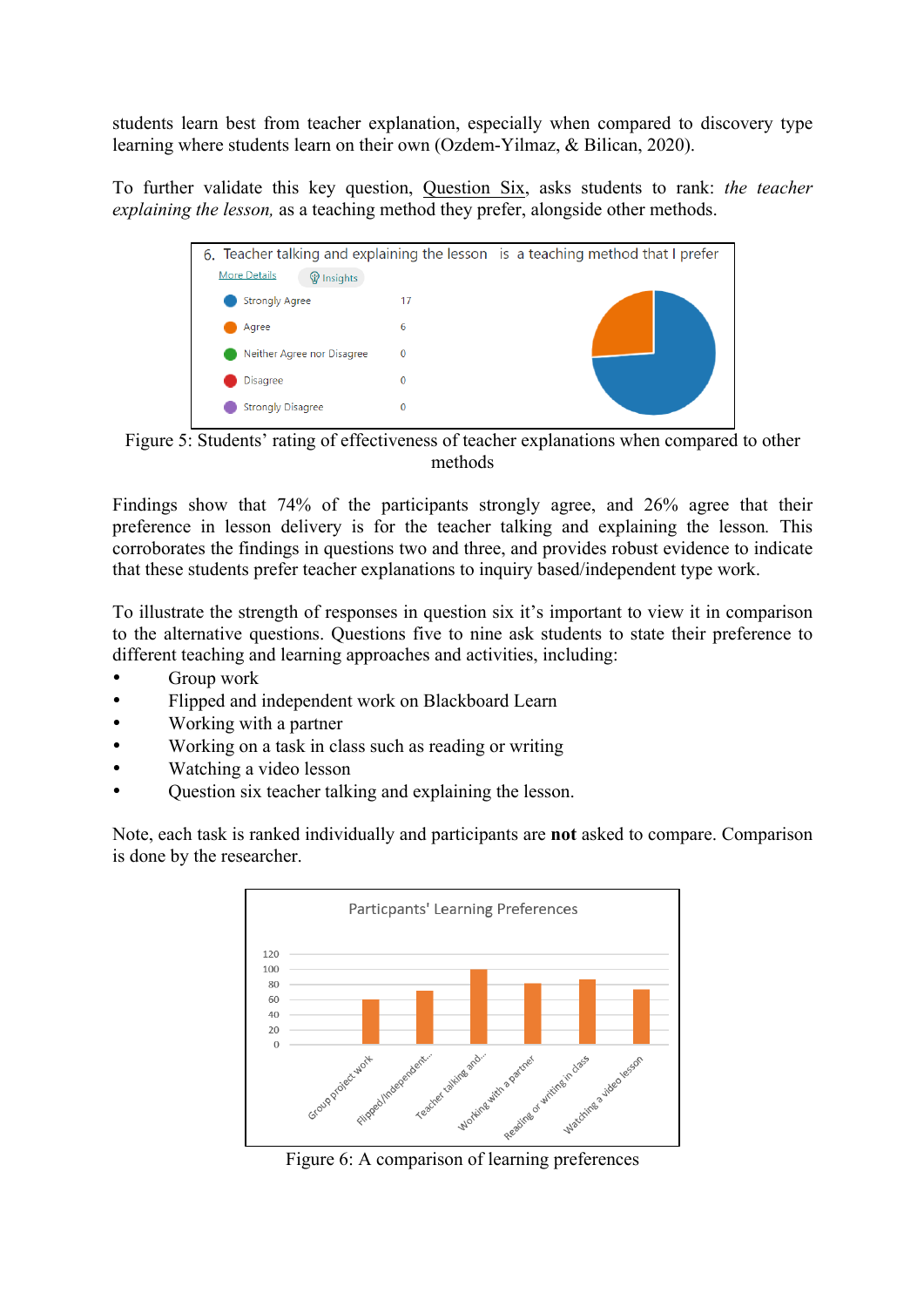students learn best from teacher explanation, especially when compared to discovery type learning where students learn on their own (Ozdem-Yilmaz, & Bilican, 2020).

To further validate this key question, Question Six, asks students to rank: *the teacher explaining the lesson,* as a teaching method they prefer, alongside other methods.

6. Teacher talking and explaining the lesson is a teaching method that I prefer

| Response | Count |
|---|---|
| Strongly Agree | 17 |
| Agree | 6 |
| Neither Agree nor Disagree | 0 |
| Disagree | 0 |
| Strongly Disagree | 0 |

Figure 5: Students' rating of effectiveness of teacher explanations when compared to other methods

Findings show that 74% of the participants strongly agree, and 26% agree that their preference in lesson delivery is for the teacher talking and explaining the lesson. This corroborates the findings in questions two and three, and provides robust evidence to indicate that these students prefer teacher explanations to inquiry based/independent type work.

To illustrate the strength of responses in question six it's important to view it in comparison to the alternative questions. Questions five to nine ask students to state their preference to different teaching and learning approaches and activities, including:

- Group work
- Flipped and independent work on Blackboard Learn
- Working with a partner
- Working on a task in class such as reading or writing
- Watching a video lesson
- Question six teacher talking and explaining the lesson.

Note, each task is ranked individually and participants are **not** asked to compare. Comparison is done by the researcher.

Particpants' Learning Preferences

Figure 6: A comparison of learning preferences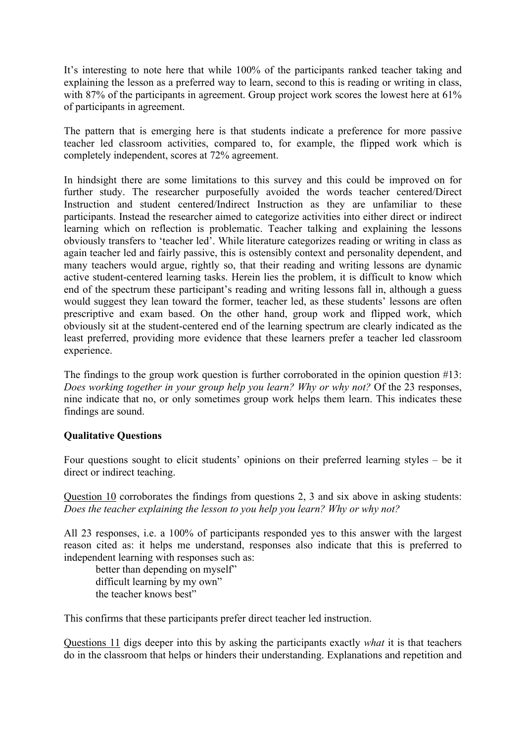It's interesting to note here that while 100% of the participants ranked teacher taking and explaining the lesson as a preferred way to learn, second to this is reading or writing in class, with 87% of the participants in agreement. Group project work scores the lowest here at 61% of participants in agreement.

The pattern that is emerging here is that students indicate a preference for more passive teacher led classroom activities, compared to, for example, the flipped work which is completely independent, scores at 72% agreement.

In hindsight there are some limitations to this survey and this could be improved on for further study. The researcher purposefully avoided the words teacher centered/Direct Instruction and student centered/Indirect Instruction as they are unfamiliar to these participants. Instead the researcher aimed to categorize activities into either direct or indirect learning which on reflection is problematic. Teacher talking and explaining the lessons obviously transfers to 'teacher led'. While literature categorizes reading or writing in class as again teacher led and fairly passive, this is ostensibly context and personality dependent, and many teachers would argue, rightly so, that their reading and writing lessons are dynamic active student-centered learning tasks. Herein lies the problem, it is difficult to know which end of the spectrum these participant's reading and writing lessons fall in, although a guess would suggest they lean toward the former, teacher led, as these students' lessons are often prescriptive and exam based. On the other hand, group work and flipped work, which obviously sit at the student-centered end of the learning spectrum are clearly indicated as the least preferred, providing more evidence that these learners prefer a teacher led classroom experience.

The findings to the group work question is further corroborated in the opinion question #13: *Does working together in your group help you learn? Why or why not?* Of the 23 responses, nine indicate that no, or only sometimes group work helps them learn. This indicates these findings are sound.

**Qualitative Questions**

Four questions sought to elicit students' opinions on their preferred learning styles – be it direct or indirect teaching.

<u>Question 10</u> corroborates the findings from questions 2, 3 and six above in asking students: *Does the teacher explaining the lesson to you help you learn? Why or why not?*

All 23 responses, i.e. a 100% of participants responded yes to this answer with the largest reason cited as: it helps me understand, responses also indicate that this is preferred to independent learning with responses such as:

> better than depending on myself"
> difficult learning by my own"
> the teacher knows best"

This confirms that these participants prefer direct teacher led instruction.

<u>Questions 11</u> digs deeper into this by asking the participants exactly *what* it is that teachers do in the classroom that helps or hinders their understanding. Explanations and repetition and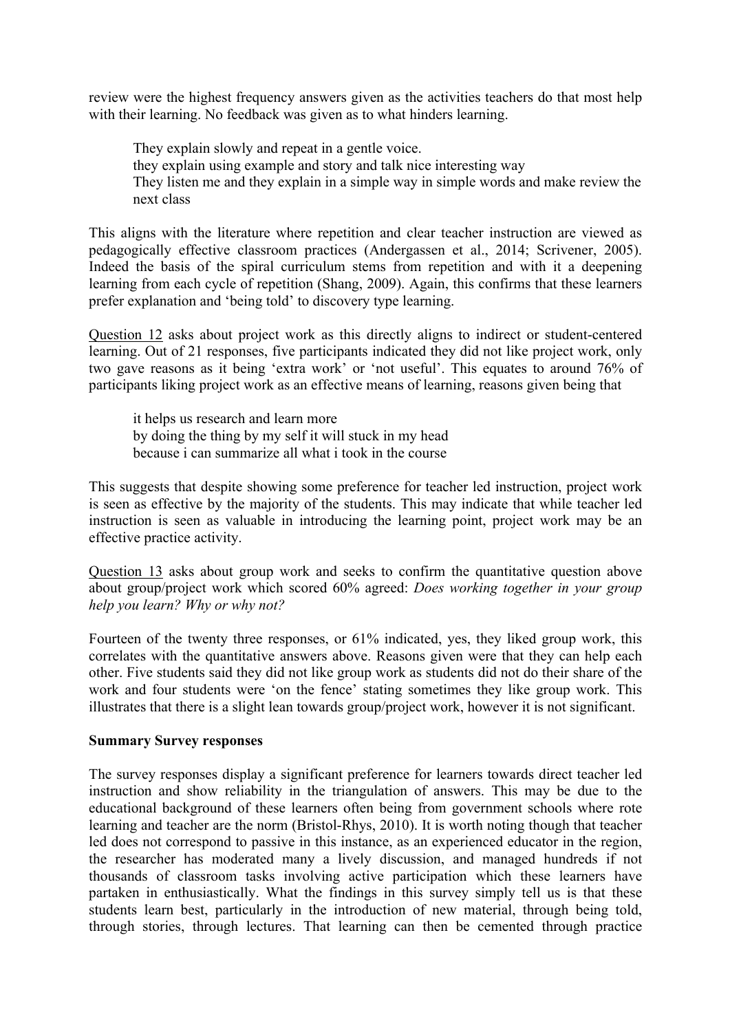review were the highest frequency answers given as the activities teachers do that most help with their learning. No feedback was given as to what hinders learning.

> They explain slowly and repeat in a gentle voice.
> they explain using example and story and talk nice interesting way
> They listen me and they explain in a simple way in simple words and make review the next class

This aligns with the literature where repetition and clear teacher instruction are viewed as pedagogically effective classroom practices (Andergassen et al., 2014; Scrivener, 2005). Indeed the basis of the spiral curriculum stems from repetition and with it a deepening learning from each cycle of repetition (Shang, 2009). Again, this confirms that these learners prefer explanation and 'being told' to discovery type learning.

Question 12 asks about project work as this directly aligns to indirect or student-centered learning. Out of 21 responses, five participants indicated they did not like project work, only two gave reasons as it being 'extra work' or 'not useful'. This equates to around 76% of participants liking project work as an effective means of learning, reasons given being that

> it helps us research and learn more
> by doing the thing by my self it will stuck in my head
> because i can summarize all what i took in the course

This suggests that despite showing some preference for teacher led instruction, project work is seen as effective by the majority of the students. This may indicate that while teacher led instruction is seen as valuable in introducing the learning point, project work may be an effective practice activity.

Question 13 asks about group work and seeks to confirm the quantitative question above about group/project work which scored 60% agreed: *Does working together in your group help you learn? Why or why not?*

Fourteen of the twenty three responses, or 61% indicated, yes, they liked group work, this correlates with the quantitative answers above. Reasons given were that they can help each other. Five students said they did not like group work as students did not do their share of the work and four students were 'on the fence' stating sometimes they like group work. This illustrates that there is a slight lean towards group/project work, however it is not significant.

**Summary Survey responses**

The survey responses display a significant preference for learners towards direct teacher led instruction and show reliability in the triangulation of answers. This may be due to the educational background of these learners often being from government schools where rote learning and teacher are the norm (Bristol-Rhys, 2010). It is worth noting though that teacher led does not correspond to passive in this instance, as an experienced educator in the region, the researcher has moderated many a lively discussion, and managed hundreds if not thousands of classroom tasks involving active participation which these learners have partaken in enthusiastically. What the findings in this survey simply tell us is that these students learn best, particularly in the introduction of new material, through being told, through stories, through lectures. That learning can then be cemented through practice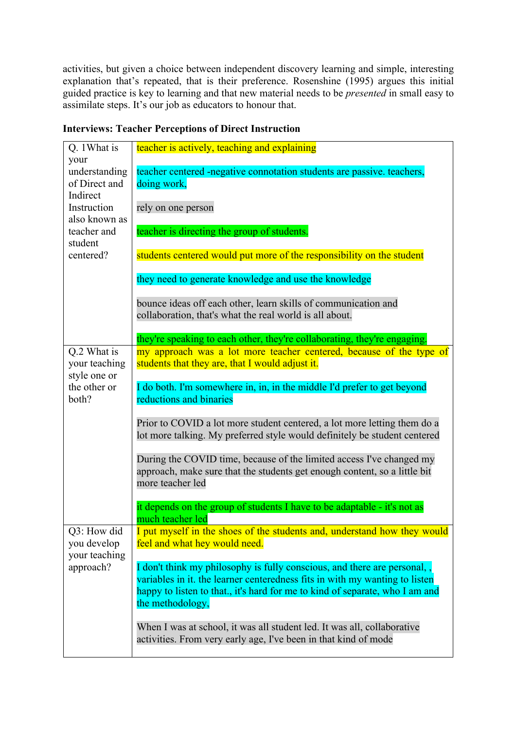activities, but given a choice between independent discovery learning and simple, interesting explanation that's repeated, that is their preference. Rosenshine (1995) argues this initial guided practice is key to learning and that new material needs to be *presented* in small easy to assimilate steps. It's our job as educators to honour that.

**Interviews: Teacher Perceptions of Direct Instruction**

| | |
|---|---|
| Q. 1What is your understanding of Direct and Indirect Instruction also known as teacher and student centered? | teacher is actively, teaching and explaining<br><br>teacher centered -negative connotation students are passive. teachers, doing work,<br><br>rely on one person<br><br>teacher is directing the group of students.<br><br>students centered would put more of the responsibility on the student<br><br>they need to generate knowledge and use the knowledge<br><br>bounce ideas off each other, learn skills of communication and collaboration, that's what the real world is all about.<br><br>they're speaking to each other, they're collaborating, they're engaging. |
| Q.2 What is your teaching style one or the other or both? | my approach was a lot more teacher centered, because of the type of students that they are, that I would adjust it.<br><br>I do both. I'm somewhere in, in, in the middle I'd prefer to get beyond reductions and binaries<br><br>Prior to COVID a lot more student centered, a lot more letting them do a lot more talking. My preferred style would definitely be student centered<br><br>During the COVID time, because of the limited access I've changed my approach, make sure that the students get enough content, so a little bit more teacher led<br><br>it depends on the group of students I have to be adaptable - it's not as much teacher led |
| Q3: How did you develop your teaching approach? | I put myself in the shoes of the students and, understand how they would feel and what hey would need.<br><br>I don't think my philosophy is fully conscious, and there are personal, , variables in it. the learner centeredness fits in with my wanting to listen happy to listen to that., it's hard for me to kind of separate, who I am and the methodology,<br><br>When I was at school, it was all student led. It was all, collaborative activities. From very early age, I've been in that kind of mode |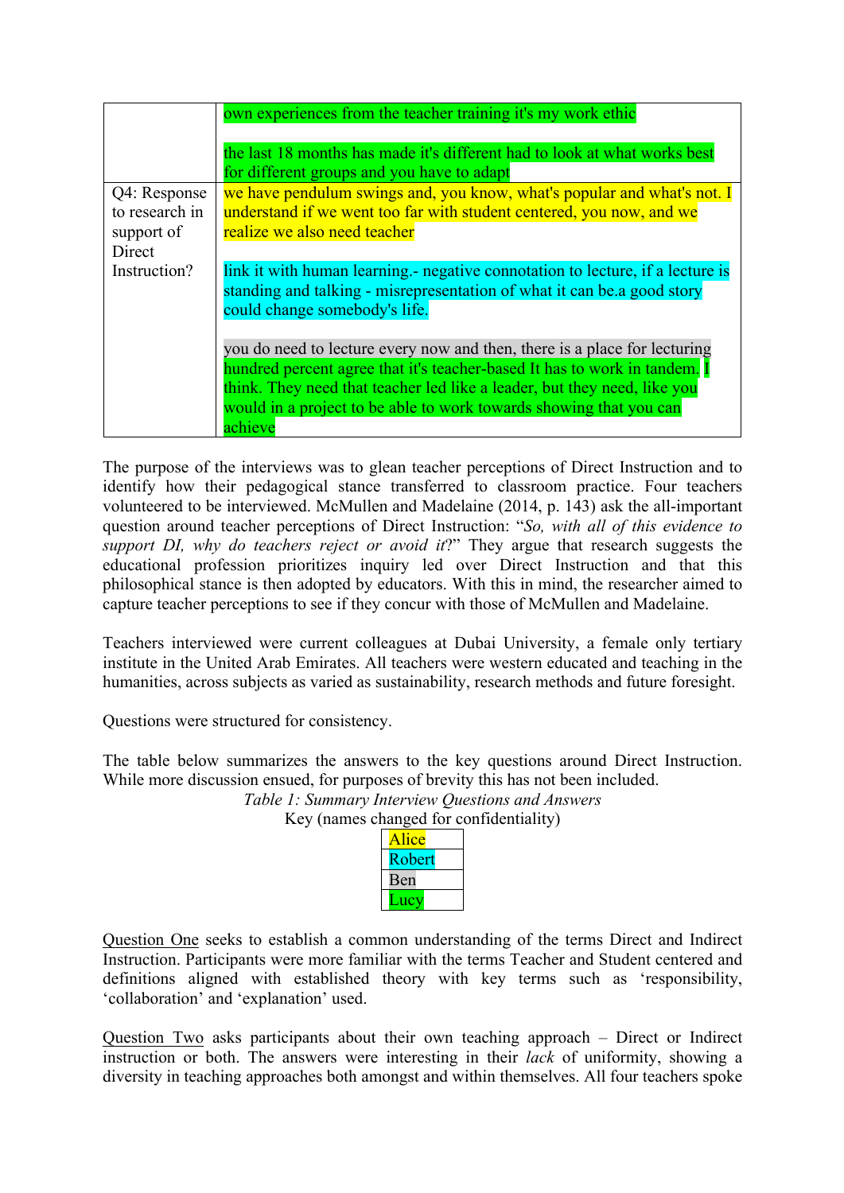| | |
|---|---|
| | own experiences from the teacher training it's my work ethic<br><br>the last 18 months has made it's different had to look at what works best for different groups and you have to adapt |
| Q4: Response to research in support of Direct Instruction? | we have pendulum swings and, you know, what's popular and what's not. I understand if we went too far with student centered, you now, and we realize we also need teacher<br><br>link it with human learning.- negative connotation to lecture, if a lecture is standing and talking - misrepresentation of what it can be.a good story could change somebody's life.<br><br>you do need to lecture every now and then, there is a place for lecturing hundred percent agree that it's teacher-based It has to work in tandem. I think. They need that teacher led like a leader, but they need, like you would in a project to be able to work towards showing that you can achieve |

The purpose of the interviews was to glean teacher perceptions of Direct Instruction and to identify how their pedagogical stance transferred to classroom practice. Four teachers volunteered to be interviewed. McMullen and Madelaine (2014, p. 143) ask the all-important question around teacher perceptions of Direct Instruction: "*So, with all of this evidence to support DI, why do teachers reject or avoid it*?" They argue that research suggests the educational profession prioritizes inquiry led over Direct Instruction and that this philosophical stance is then adopted by educators. With this in mind, the researcher aimed to capture teacher perceptions to see if they concur with those of McMullen and Madelaine.

Teachers interviewed were current colleagues at Dubai University, a female only tertiary institute in the United Arab Emirates. All teachers were western educated and teaching in the humanities, across subjects as varied as sustainability, research methods and future foresight.

Questions were structured for consistency.

The table below summarizes the answers to the key questions around Direct Instruction. While more discussion ensued, for purposes of brevity this has not been included.

*Table 1: Summary Interview Questions and Answers*

Key (names changed for confidentiality)

| Key |
|---|
| Alice |
| Robert |
| Ben |
| Lucy |

Question One seeks to establish a common understanding of the terms Direct and Indirect Instruction. Participants were more familiar with the terms Teacher and Student centered and definitions aligned with established theory with key terms such as 'responsibility, 'collaboration' and 'explanation' used.

Question Two asks participants about their own teaching approach – Direct or Indirect instruction or both. The answers were interesting in their *lack* of uniformity, showing a diversity in teaching approaches both amongst and within themselves. All four teachers spoke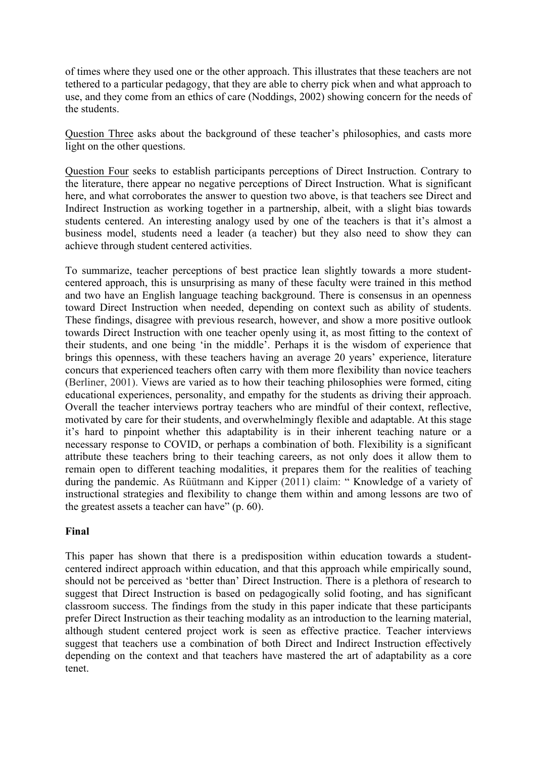of times where they used one or the other approach. This illustrates that these teachers are not tethered to a particular pedagogy, that they are able to cherry pick when and what approach to use, and they come from an ethics of care (Noddings, 2002) showing concern for the needs of the students.

Question Three asks about the background of these teacher's philosophies, and casts more light on the other questions.

Question Four seeks to establish participants perceptions of Direct Instruction. Contrary to the literature, there appear no negative perceptions of Direct Instruction. What is significant here, and what corroborates the answer to question two above, is that teachers see Direct and Indirect Instruction as working together in a partnership, albeit, with a slight bias towards students centered. An interesting analogy used by one of the teachers is that it's almost a business model, students need a leader (a teacher) but they also need to show they can achieve through student centered activities.

To summarize, teacher perceptions of best practice lean slightly towards a more student-centered approach, this is unsurprising as many of these faculty were trained in this method and two have an English language teaching background. There is consensus in an openness toward Direct Instruction when needed, depending on context such as ability of students. These findings, disagree with previous research, however, and show a more positive outlook towards Direct Instruction with one teacher openly using it, as most fitting to the context of their students, and one being 'in the middle'. Perhaps it is the wisdom of experience that brings this openness, with these teachers having an average 20 years' experience, literature concurs that experienced teachers often carry with them more flexibility than novice teachers (Berliner, 2001). Views are varied as to how their teaching philosophies were formed, citing educational experiences, personality, and empathy for the students as driving their approach. Overall the teacher interviews portray teachers who are mindful of their context, reflective, motivated by care for their students, and overwhelmingly flexible and adaptable. At this stage it's hard to pinpoint whether this adaptability is in their inherent teaching nature or a necessary response to COVID, or perhaps a combination of both. Flexibility is a significant attribute these teachers bring to their teaching careers, as not only does it allow them to remain open to different teaching modalities, it prepares them for the realities of teaching during the pandemic. As Rüütmann and Kipper (2011) claim: " Knowledge of a variety of instructional strategies and flexibility to change them within and among lessons are two of the greatest assets a teacher can have" (p. 60).

**Final**

This paper has shown that there is a predisposition within education towards a student-centered indirect approach within education, and that this approach while empirically sound, should not be perceived as 'better than' Direct Instruction. There is a plethora of research to suggest that Direct Instruction is based on pedagogically solid footing, and has significant classroom success. The findings from the study in this paper indicate that these participants prefer Direct Instruction as their teaching modality as an introduction to the learning material, although student centered project work is seen as effective practice. Teacher interviews suggest that teachers use a combination of both Direct and Indirect Instruction effectively depending on the context and that teachers have mastered the art of adaptability as a core tenet.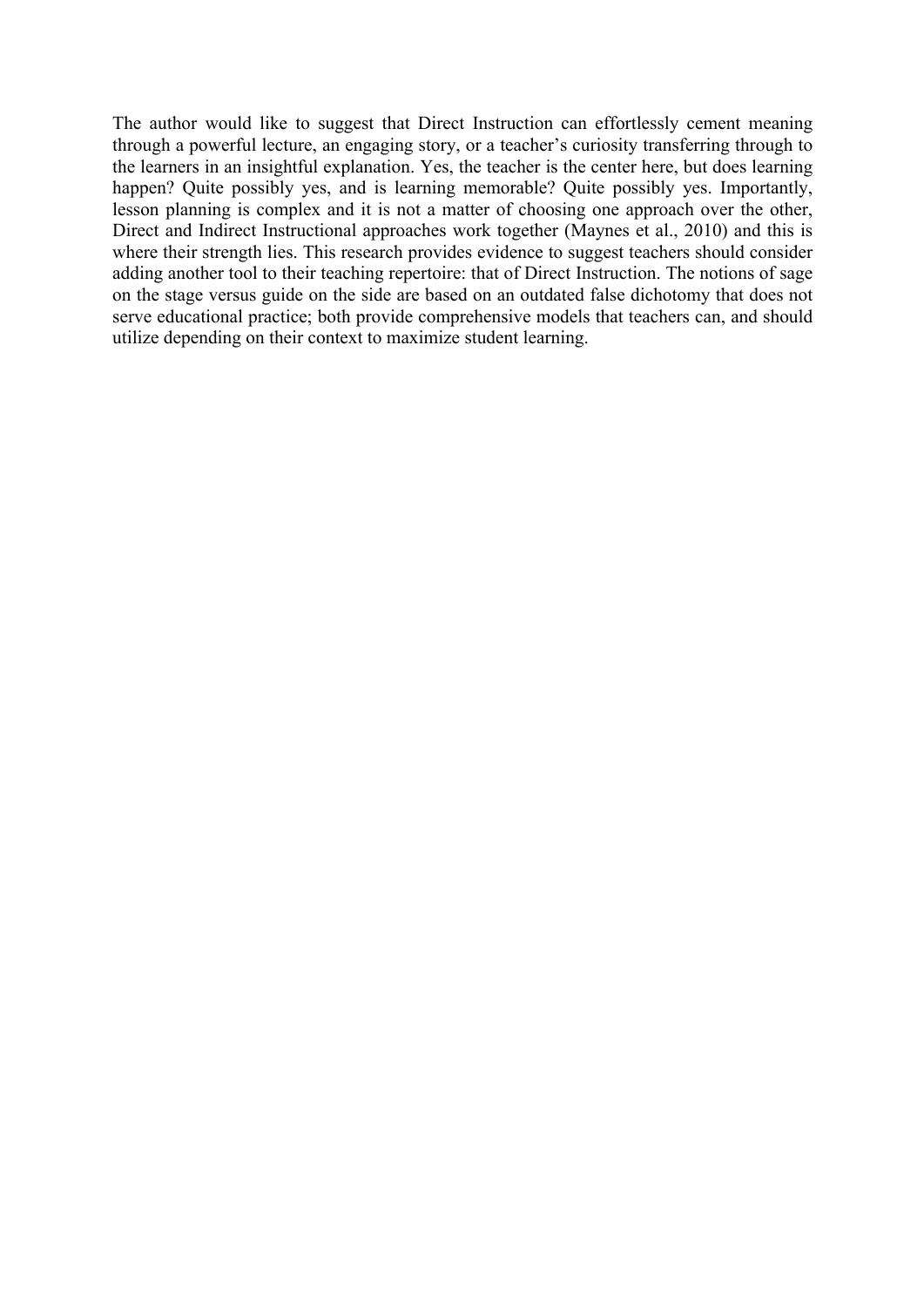The author would like to suggest that Direct Instruction can effortlessly cement meaning through a powerful lecture, an engaging story, or a teacher's curiosity transferring through to the learners in an insightful explanation. Yes, the teacher is the center here, but does learning happen? Quite possibly yes, and is learning memorable? Quite possibly yes. Importantly, lesson planning is complex and it is not a matter of choosing one approach over the other, Direct and Indirect Instructional approaches work together (Maynes et al., 2010) and this is where their strength lies. This research provides evidence to suggest teachers should consider adding another tool to their teaching repertoire: that of Direct Instruction. The notions of sage on the stage versus guide on the side are based on an outdated false dichotomy that does not serve educational practice; both provide comprehensive models that teachers can, and should utilize depending on their context to maximize student learning.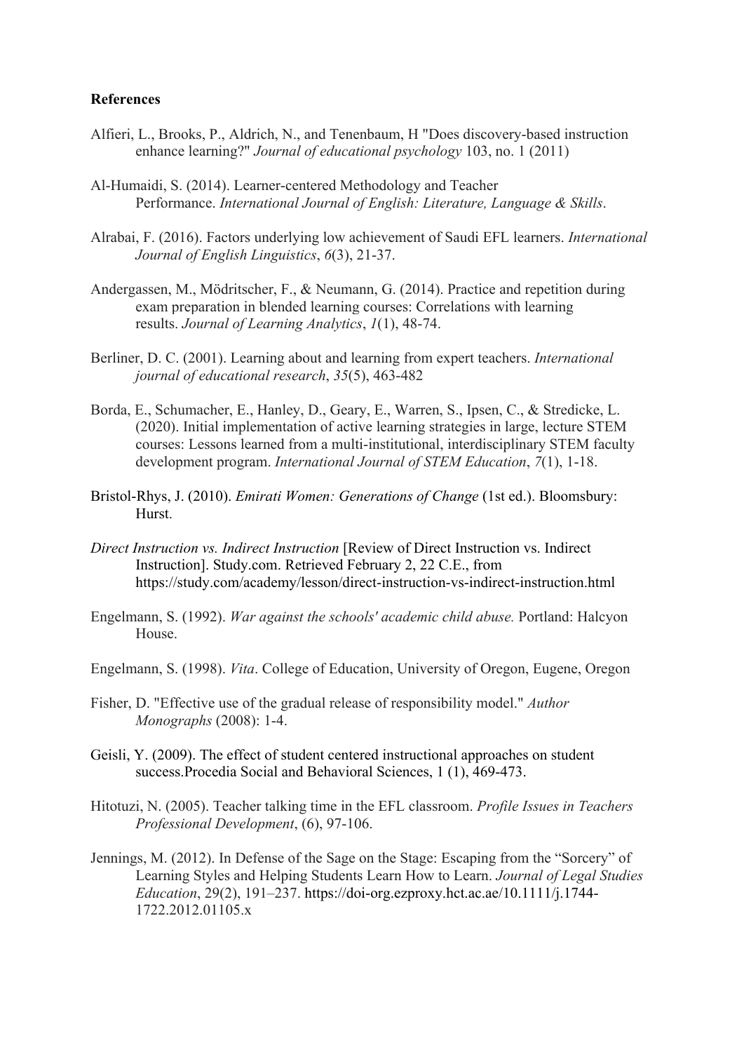**References**

Alfieri, L., Brooks, P., Aldrich, N., and Tenenbaum, H "Does discovery-based instruction enhance learning?" *Journal of educational psychology* 103, no. 1 (2011)

Al-Humaidi, S. (2014). Learner-centered Methodology and Teacher Performance. *International Journal of English: Literature, Language & Skills*.

Alrabai, F. (2016). Factors underlying low achievement of Saudi EFL learners. *International Journal of English Linguistics*, *6*(3), 21-37.

Andergassen, M., Mödritscher, F., & Neumann, G. (2014). Practice and repetition during exam preparation in blended learning courses: Correlations with learning results. *Journal of Learning Analytics*, *1*(1), 48-74.

Berliner, D. C. (2001). Learning about and learning from expert teachers. *International journal of educational research*, *35*(5), 463-482

Borda, E., Schumacher, E., Hanley, D., Geary, E., Warren, S., Ipsen, C., & Stredicke, L. (2020). Initial implementation of active learning strategies in large, lecture STEM courses: Lessons learned from a multi-institutional, interdisciplinary STEM faculty development program. *International Journal of STEM Education*, *7*(1), 1-18.

Bristol-Rhys, J. (2010). *Emirati Women: Generations of Change* (1st ed.). Bloomsbury: Hurst.

*Direct Instruction vs. Indirect Instruction* [Review of Direct Instruction vs. Indirect Instruction]. Study.com. Retrieved February 2, 22 C.E., from https://study.com/academy/lesson/direct-instruction-vs-indirect-instruction.html

Engelmann, S. (1992). *War against the schools' academic child abuse.* Portland: Halcyon House.

Engelmann, S. (1998). *Vita*. College of Education, University of Oregon, Eugene, Oregon

Fisher, D. "Effective use of the gradual release of responsibility model." *Author Monographs* (2008): 1-4.

Geisli, Y. (2009). The effect of student centered instructional approaches on student success.Procedia Social and Behavioral Sciences, 1 (1), 469-473.

Hitotuzi, N. (2005). Teacher talking time in the EFL classroom. *Profile Issues in Teachers Professional Development*, (6), 97-106.

Jennings, M. (2012). In Defense of the Sage on the Stage: Escaping from the "Sorcery" of Learning Styles and Helping Students Learn How to Learn. *Journal of Legal Studies Education*, 29(2), 191–237. https://doi-org.ezproxy.hct.ac.ae/10.1111/j.1744-1722.2012.01105.x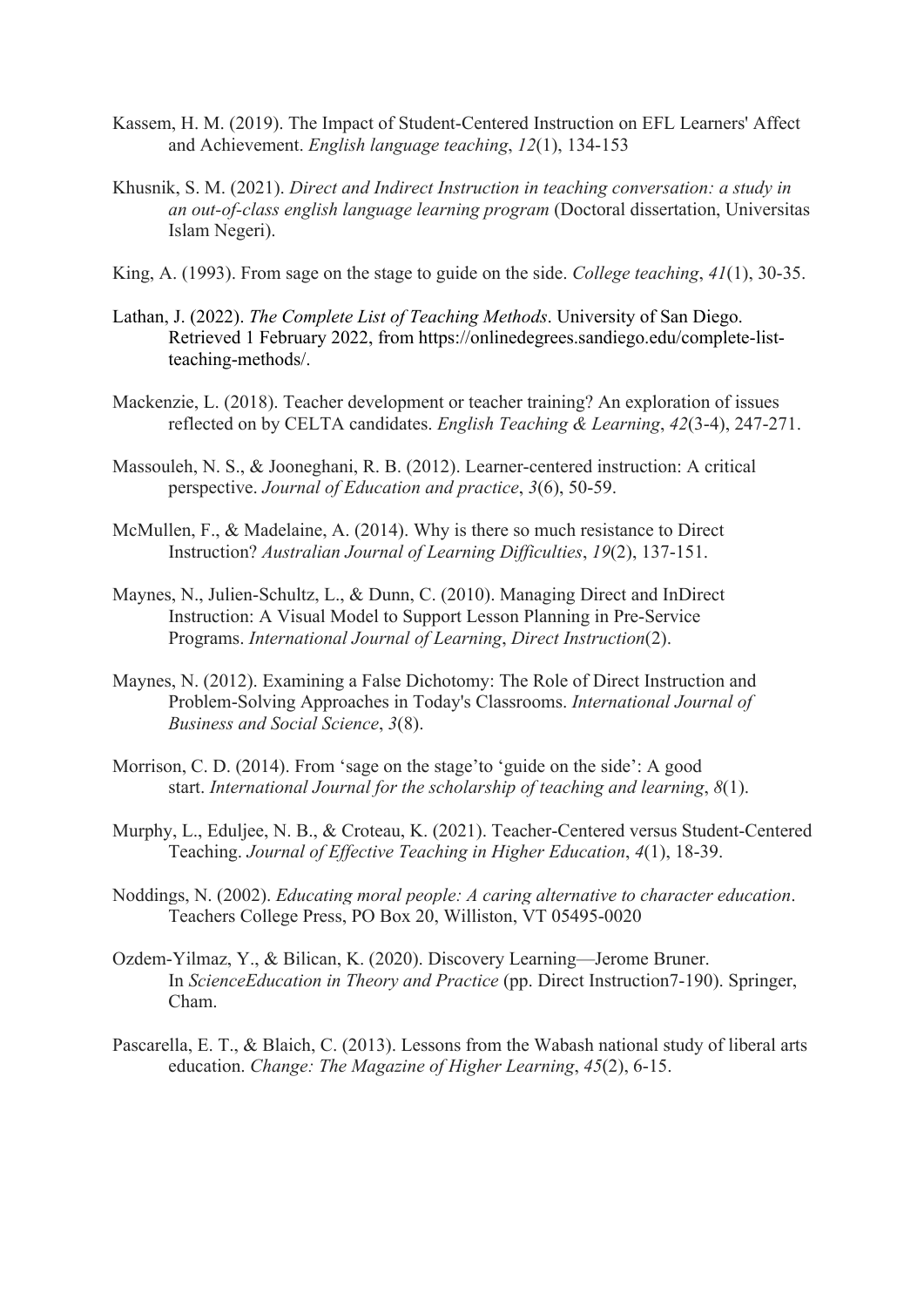Kassem, H. M. (2019). The Impact of Student-Centered Instruction on EFL Learners' Affect and Achievement. *English language teaching*, *12*(1), 134-153

Khusnik, S. M. (2021). *Direct and Indirect Instruction in teaching conversation: a study in an out-of-class english language learning program* (Doctoral dissertation, Universitas Islam Negeri).

King, A. (1993). From sage on the stage to guide on the side. *College teaching*, *41*(1), 30-35.

Lathan, J. (2022). *The Complete List of Teaching Methods*. University of San Diego. Retrieved 1 February 2022, from https://onlinedegrees.sandiego.edu/complete-list-teaching-methods/.

Mackenzie, L. (2018). Teacher development or teacher training? An exploration of issues reflected on by CELTA candidates. *English Teaching & Learning*, *42*(3-4), 247-271.

Massouleh, N. S., & Jooneghani, R. B. (2012). Learner-centered instruction: A critical perspective. *Journal of Education and practice*, *3*(6), 50-59.

McMullen, F., & Madelaine, A. (2014). Why is there so much resistance to Direct Instruction? *Australian Journal of Learning Difficulties*, *19*(2), 137-151.

Maynes, N., Julien-Schultz, L., & Dunn, C. (2010). Managing Direct and InDirect Instruction: A Visual Model to Support Lesson Planning in Pre-Service Programs. *International Journal of Learning*, *Direct Instruction*(2).

Maynes, N. (2012). Examining a False Dichotomy: The Role of Direct Instruction and Problem-Solving Approaches in Today's Classrooms. *International Journal of Business and Social Science*, *3*(8).

Morrison, C. D. (2014). From 'sage on the stage'to 'guide on the side': A good start. *International Journal for the scholarship of teaching and learning*, *8*(1).

Murphy, L., Eduljee, N. B., & Croteau, K. (2021). Teacher-Centered versus Student-Centered Teaching. *Journal of Effective Teaching in Higher Education*, *4*(1), 18-39.

Noddings, N. (2002). *Educating moral people: A caring alternative to character education*. Teachers College Press, PO Box 20, Williston, VT 05495-0020

Ozdem-Yilmaz, Y., & Bilican, K. (2020). Discovery Learning—Jerome Bruner. In *ScienceEducation in Theory and Practice* (pp. Direct Instruction7-190). Springer, Cham.

Pascarella, E. T., & Blaich, C. (2013). Lessons from the Wabash national study of liberal arts education. *Change: The Magazine of Higher Learning*, *45*(2), 6-15.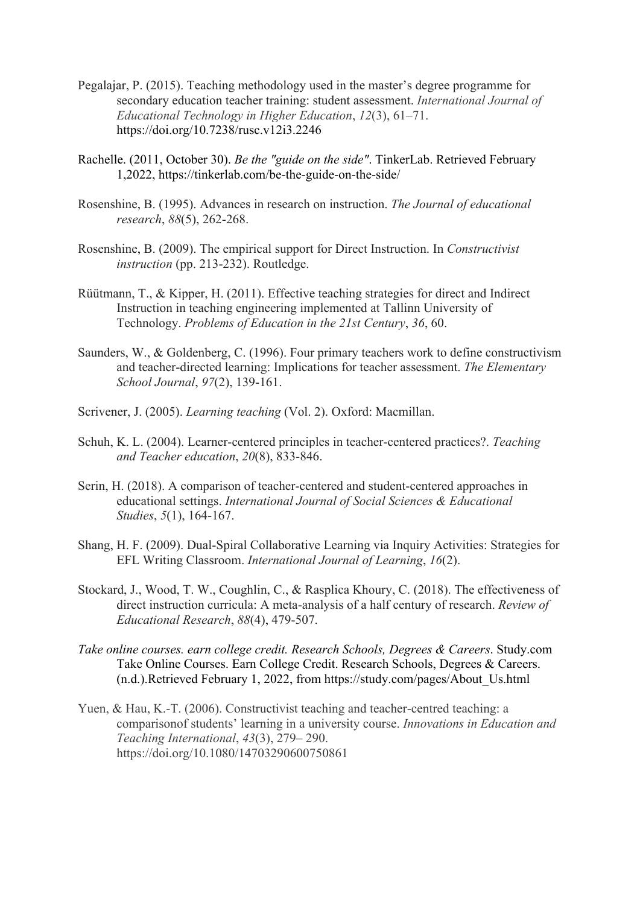Pegalajar, P. (2015). Teaching methodology used in the master's degree programme for secondary education teacher training: student assessment. *International Journal of Educational Technology in Higher Education*, *12*(3), 61–71. https://doi.org/10.7238/rusc.v12i3.2246

Rachelle. (2011, October 30). *Be the "guide on the side"*. TinkerLab. Retrieved February 1,2022, https://tinkerlab.com/be-the-guide-on-the-side/

Rosenshine, B. (1995). Advances in research on instruction. *The Journal of educational research*, *88*(5), 262-268.

Rosenshine, B. (2009). The empirical support for Direct Instruction. In *Constructivist instruction* (pp. 213-232). Routledge.

Rüütmann, T., & Kipper, H. (2011). Effective teaching strategies for direct and Indirect Instruction in teaching engineering implemented at Tallinn University of Technology. *Problems of Education in the 21st Century*, *36*, 60.

Saunders, W., & Goldenberg, C. (1996). Four primary teachers work to define constructivism and teacher-directed learning: Implications for teacher assessment. *The Elementary School Journal*, *97*(2), 139-161.

Scrivener, J. (2005). *Learning teaching* (Vol. 2). Oxford: Macmillan.

Schuh, K. L. (2004). Learner-centered principles in teacher-centered practices?. *Teaching and Teacher education*, *20*(8), 833-846.

Serin, H. (2018). A comparison of teacher-centered and student-centered approaches in educational settings. *International Journal of Social Sciences & Educational Studies*, *5*(1), 164-167.

Shang, H. F. (2009). Dual-Spiral Collaborative Learning via Inquiry Activities: Strategies for EFL Writing Classroom. *International Journal of Learning*, *16*(2).

Stockard, J., Wood, T. W., Coughlin, C., & Rasplica Khoury, C. (2018). The effectiveness of direct instruction curricula: A meta-analysis of a half century of research. *Review of Educational Research*, *88*(4), 479-507.

*Take online courses. earn college credit. Research Schools, Degrees & Careers*. Study.com Take Online Courses. Earn College Credit. Research Schools, Degrees & Careers. (n.d.).Retrieved February 1, 2022, from https://study.com/pages/About_Us.html

Yuen, & Hau, K.-T. (2006). Constructivist teaching and teacher-centred teaching: a comparisonof students' learning in a university course. *Innovations in Education and Teaching International*, *43*(3), 279– 290. https://doi.org/10.1080/14703290600750861